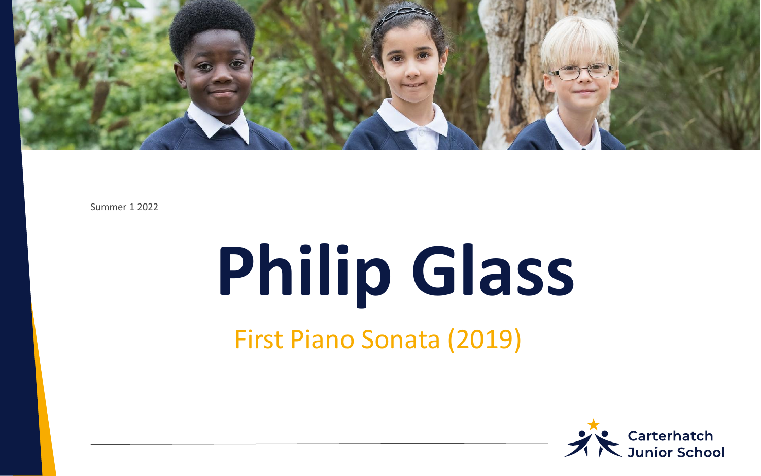Summer 1 2022

# Philip Glass

## First Piano Sonata (2019)

Carterhatch Junior School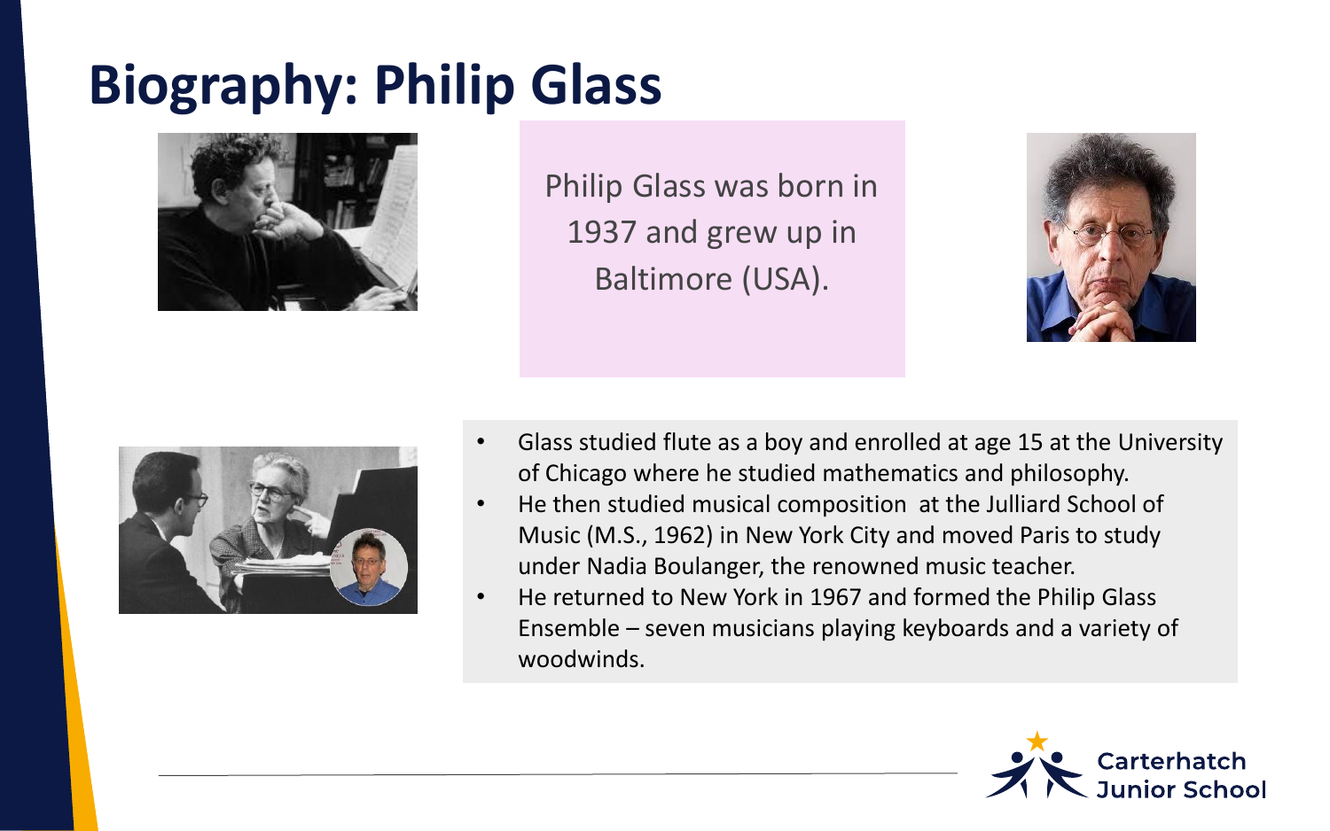# Biography: Philip Glass

Philip Glass was born in 1937 and grew up in Baltimore (USA).

- Glass studied flute as a boy and enrolled at age 15 at the University of Chicago where he studied mathematics and philosophy.
- He then studied musical composition at the Julliard School of Music (M.S., 1962) in New York City and moved Paris to study under Nadia Boulanger, the renowned music teacher.
- He returned to New York in 1967 and formed the Philip Glass Ensemble – seven musicians playing keyboards and a variety of woodwinds.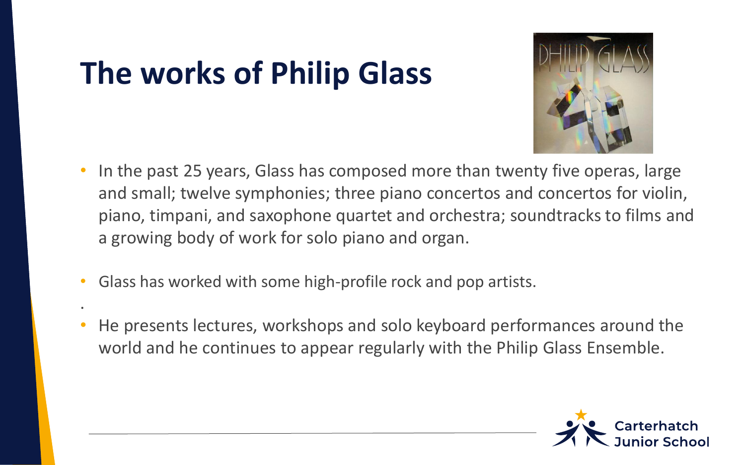# The works of Philip Glass

- In the past 25 years, Glass has composed more than twenty five operas, large and small; twelve symphonies; three piano concertos and concertos for violin, piano, timpani, and saxophone quartet and orchestra; soundtracks to films and a growing body of work for solo piano and organ.
- Glass has worked with some high-profile rock and pop artists.

.

- He presents lectures, workshops and solo keyboard performances around the world and he continues to appear regularly with the Philip Glass Ensemble.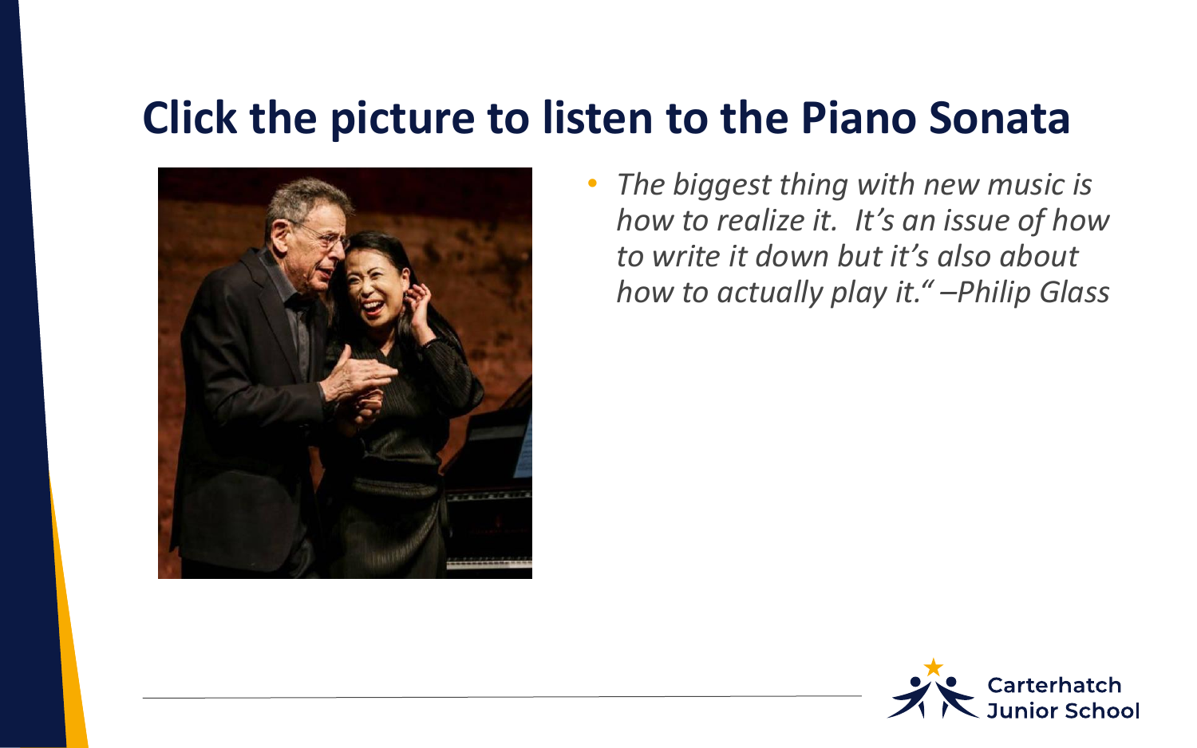# Click the picture to listen to the Piano Sonata

- *The biggest thing with new music is how to realize it. It's an issue of how to write it down but it's also about how to actually play it." –Philip Glass*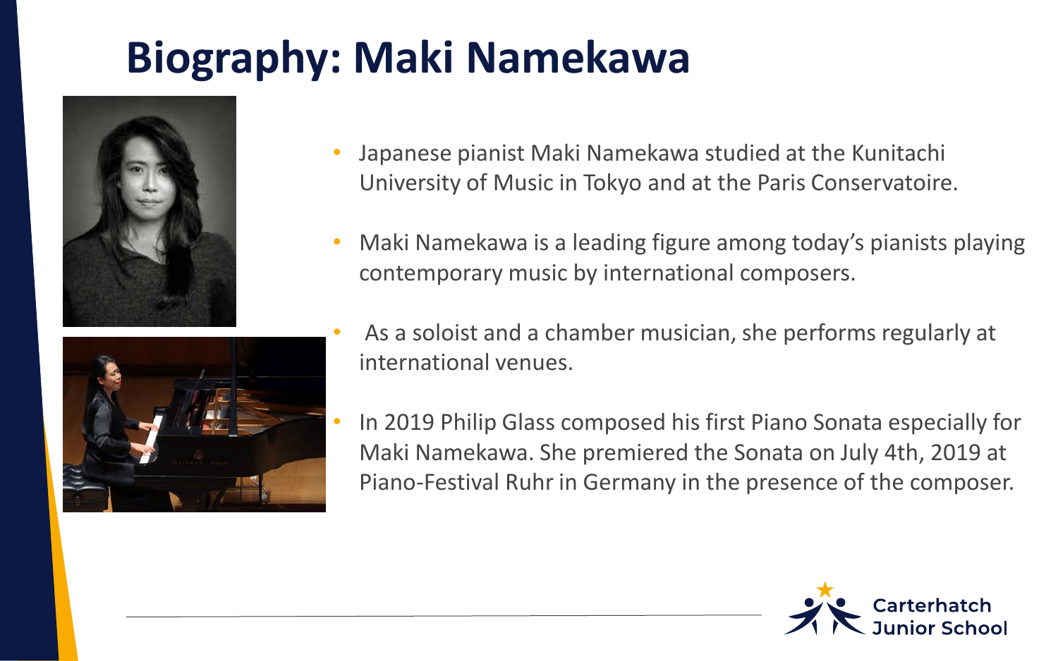# Biography: Maki Namekawa

- Japanese pianist Maki Namekawa studied at the Kunitachi University of Music in Tokyo and at the Paris Conservatoire.
- Maki Namekawa is a leading figure among today's pianists playing contemporary music by international composers.
- As a soloist and a chamber musician, she performs regularly at international venues.
- In 2019 Philip Glass composed his first Piano Sonata especially for Maki Namekawa. She premiered the Sonata on July 4th, 2019 at Piano-Festival Ruhr in Germany in the presence of the composer.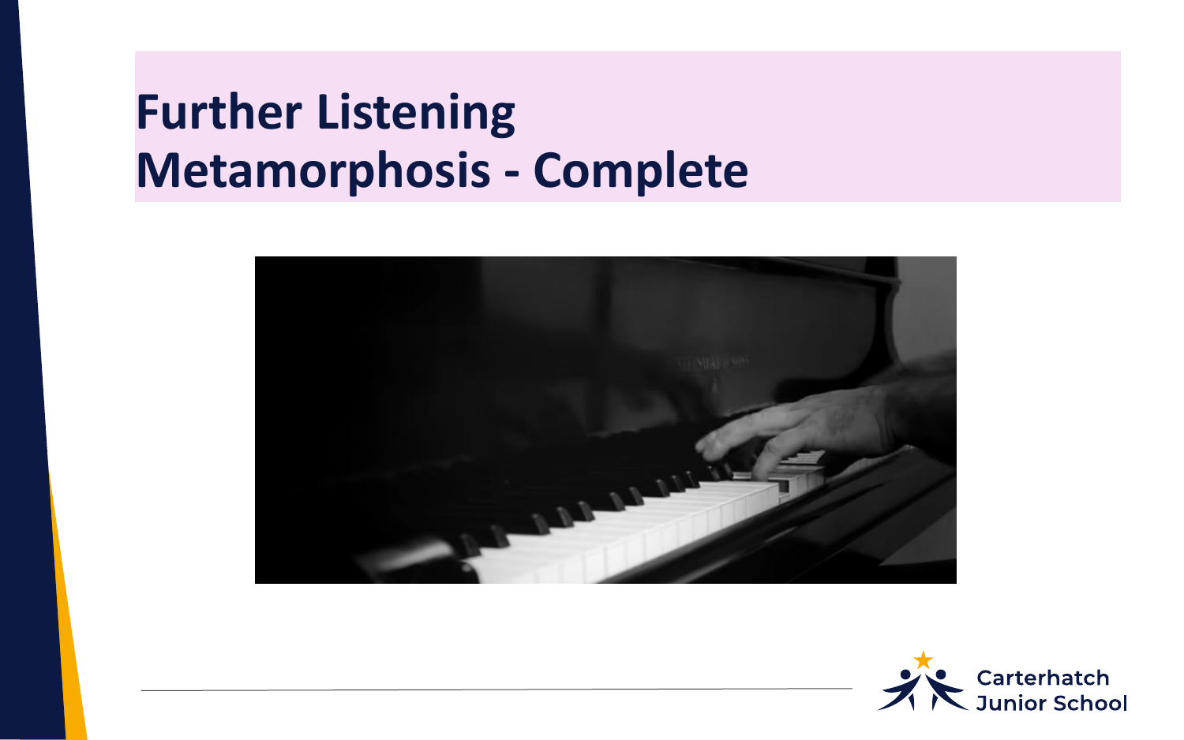# Further Listening
# Metamorphosis - Complete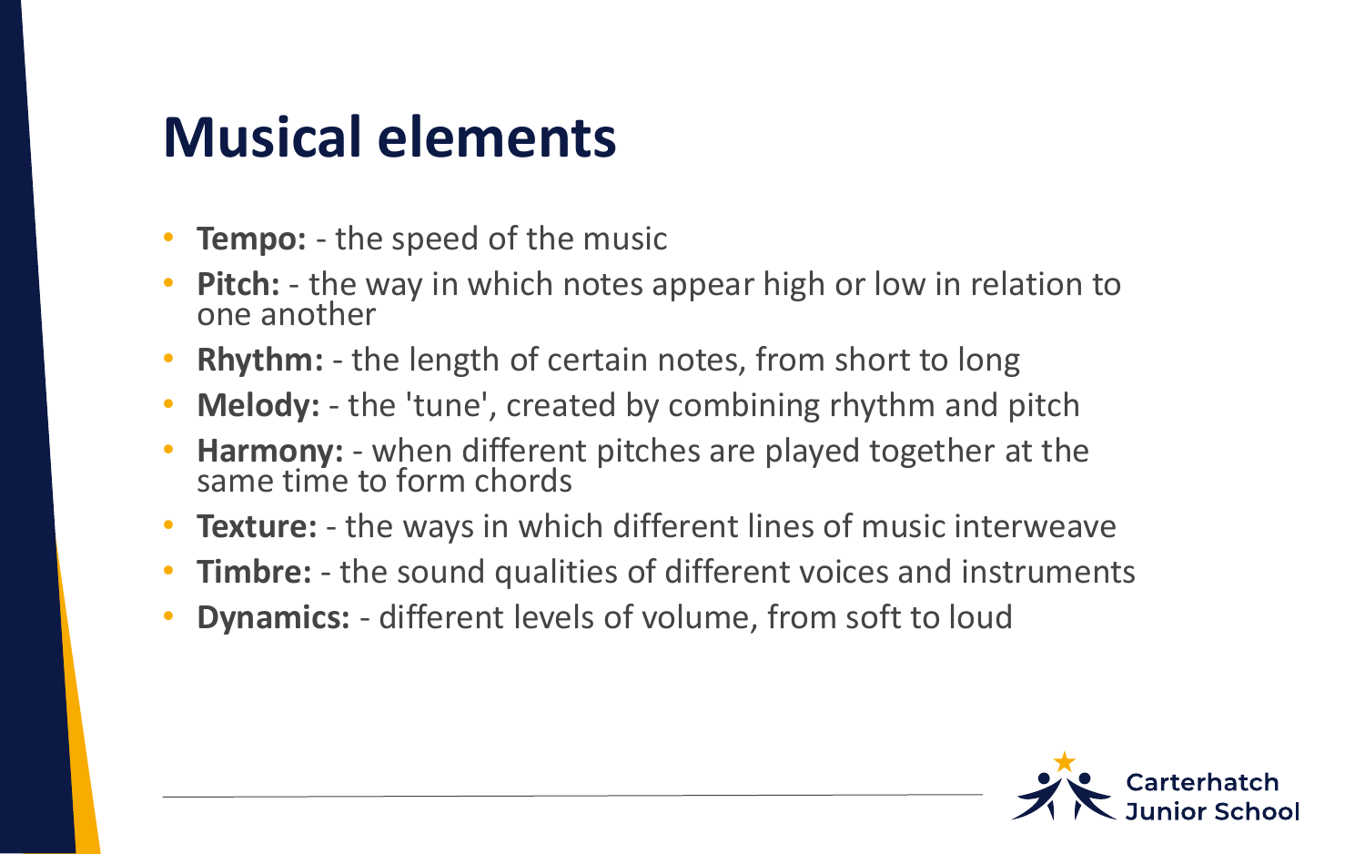# Musical elements

- **Tempo:** - the speed of the music
- **Pitch:** - the way in which notes appear high or low in relation to one another
- **Rhythm:** - the length of certain notes, from short to long
- **Melody:** - the 'tune', created by combining rhythm and pitch
- **Harmony:** - when different pitches are played together at the same time to form chords
- **Texture:** - the ways in which different lines of music interweave
- **Timbre:** - the sound qualities of different voices and instruments
- **Dynamics:** - different levels of volume, from soft to loud